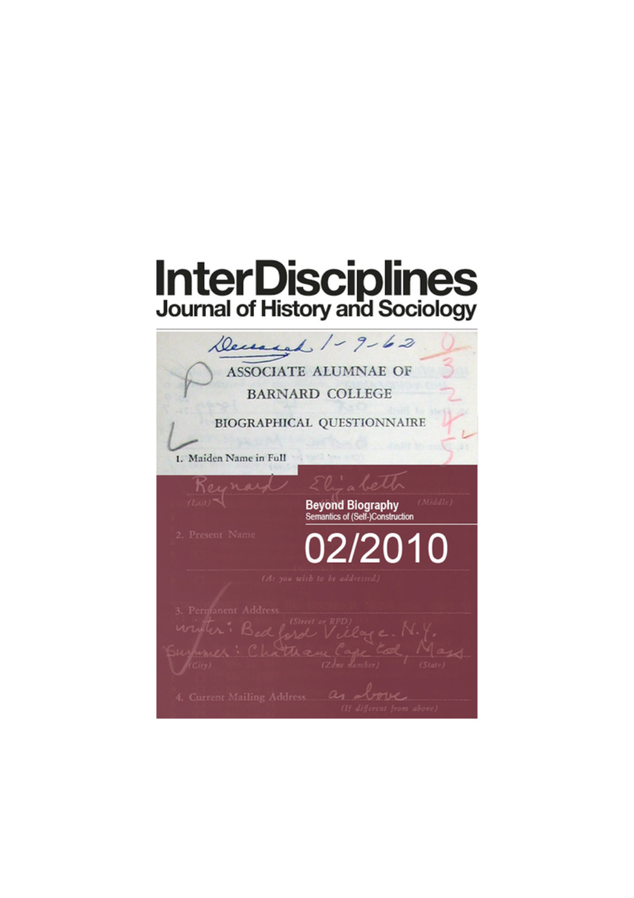# InterDisciplines

## Journal of History and Sociology

Deceased 1-9-62

ASSOCIATE ALUMNAE OF BARNARD COLLEGE

BIOGRAPHICAL QUESTIONNAIRE

1. Maiden Name in Full

Reynard Elizabeth

(Last) (Middle)

2. Present Name

(As you wish to be addressed)

3. Permanent Address

winter: Bedford Village. N.Y.

Summer: Chatham Cape Cod, Mass

(Street or RFD) (City) (Zone number) (State)

4. Current Mailing Address as above

(If different from above)

**Beyond Biography**

Semantics of (Self-)Construction

# 02/2010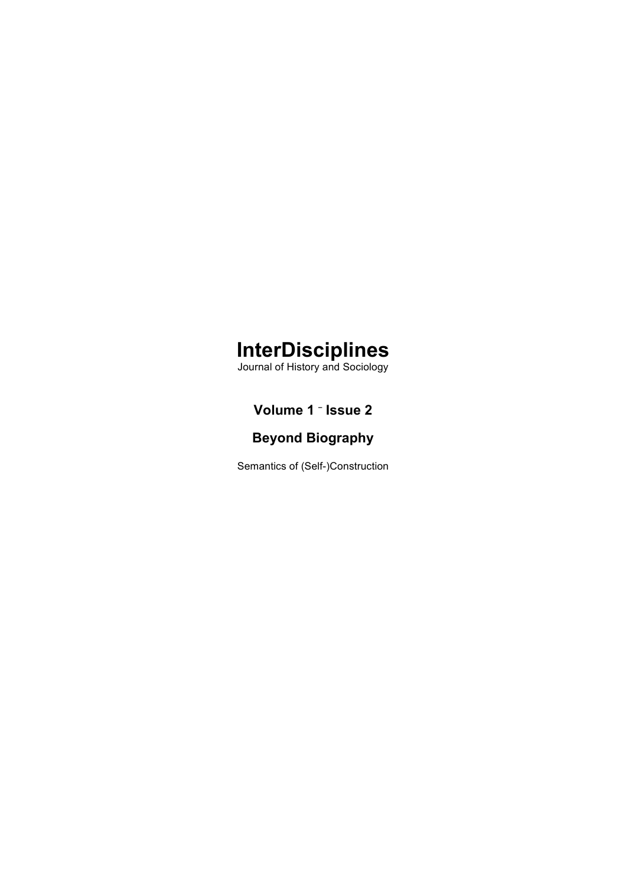# InterDisciplines

Journal of History and Sociology

## Volume 1 – Issue 2

## Beyond Biography

Semantics of (Self-)Construction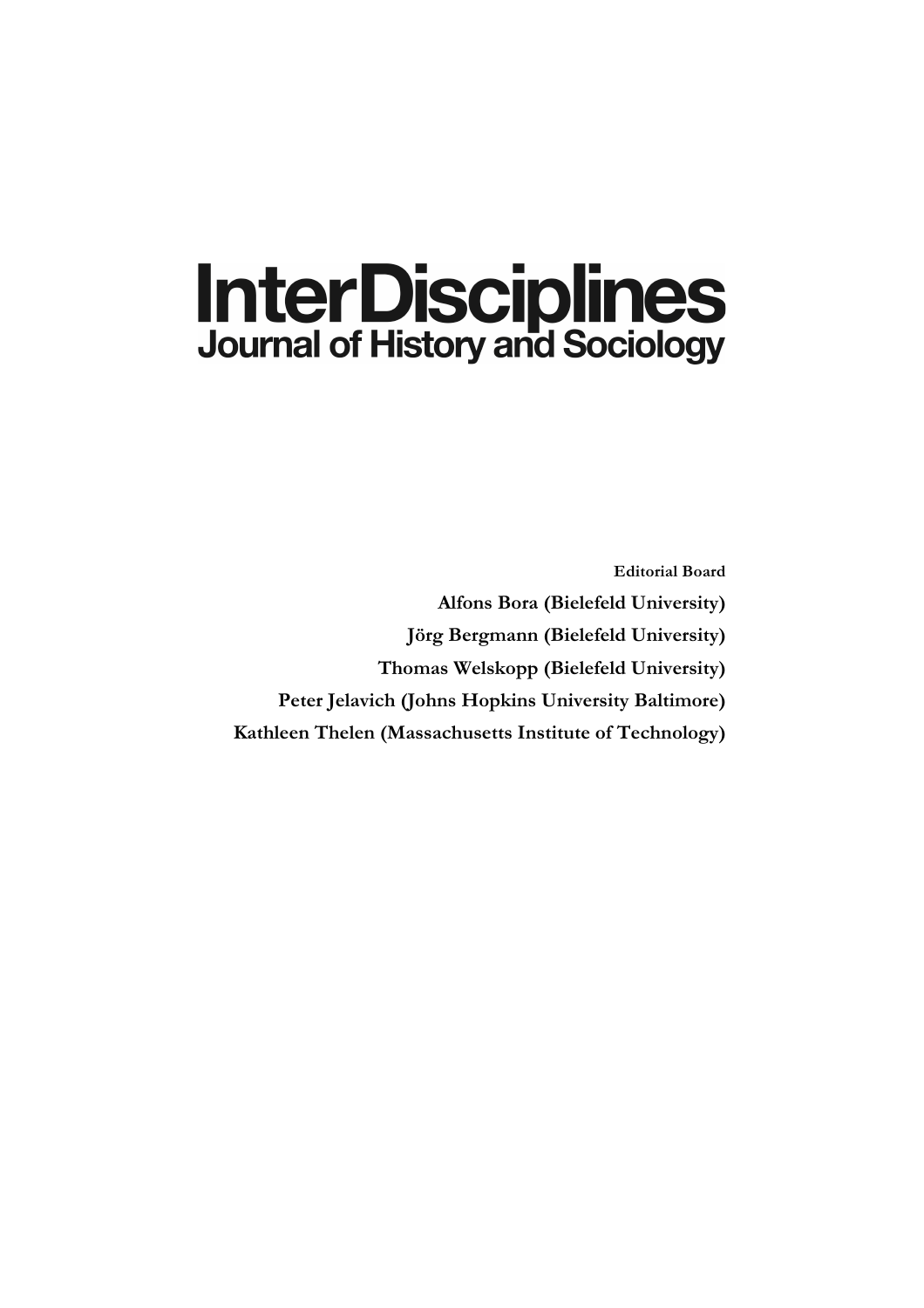# InterDisciplines

## Journal of History and Sociology

**Editorial Board**

**Alfons Bora (Bielefeld University)**

**Jörg Bergmann (Bielefeld University)**

**Thomas Welskopp (Bielefeld University)**

**Peter Jelavich (Johns Hopkins University Baltimore)**

**Kathleen Thelen (Massachusetts Institute of Technology)**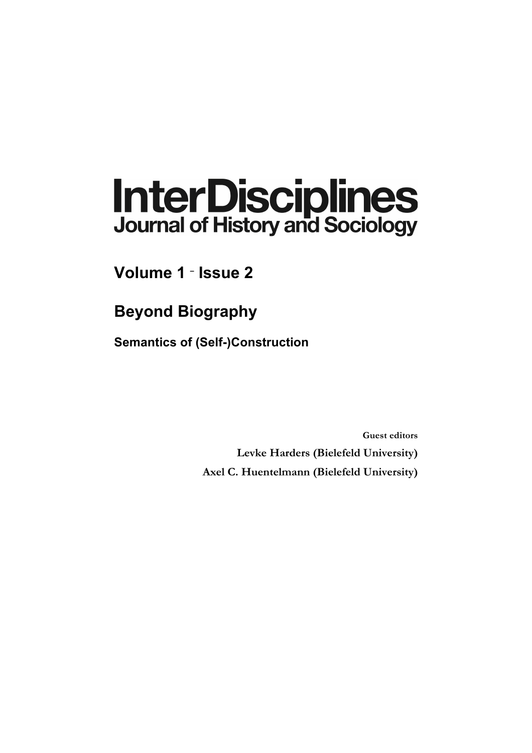# InterDisciplines

## Journal of History and Sociology

## Volume 1 – Issue 2

## Beyond Biography

### Semantics of (Self-)Construction

**Guest editors**

**Levke Harders (Bielefeld University)**

**Axel C. Huentelmann (Bielefeld University)**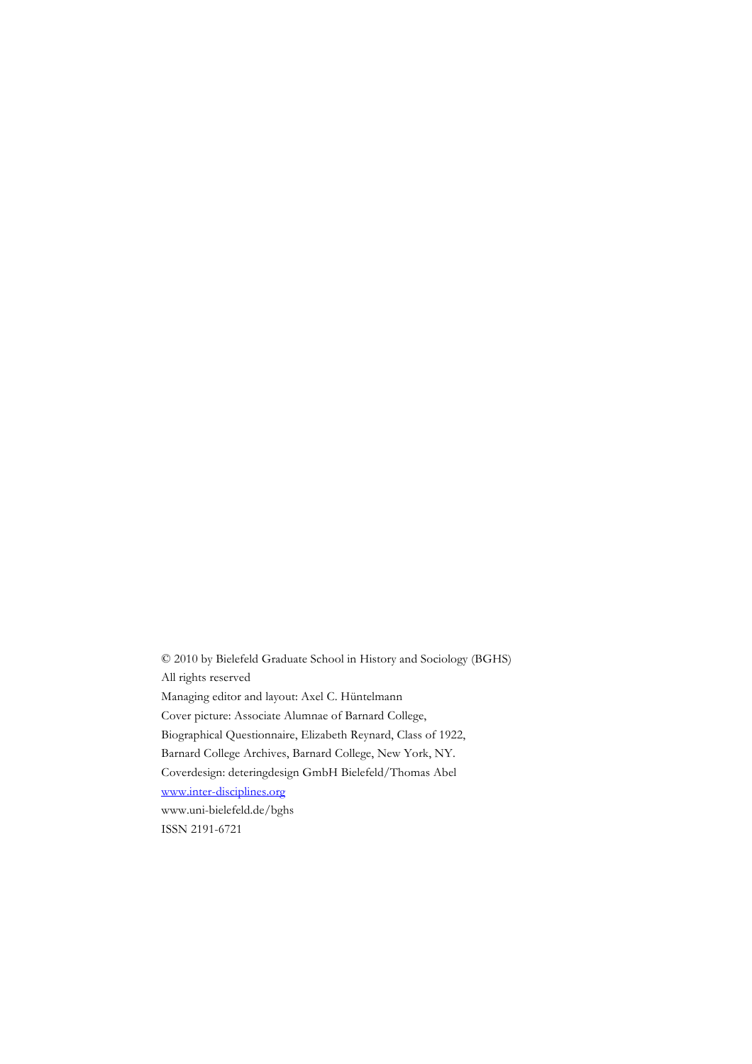© 2010 by Bielefeld Graduate School in History and Sociology (BGHS)

All rights reserved

Managing editor and layout: Axel C. Hüntelmann

Cover picture: Associate Alumnae of Barnard College,

Biographical Questionnaire, Elizabeth Reynard, Class of 1922,

Barnard College Archives, Barnard College, New York, NY.

Coverdesign: deteringdesign GmbH Bielefeld/Thomas Abel

www.inter-disciplines.org

www.uni-bielefeld.de/bghs

ISSN 2191-6721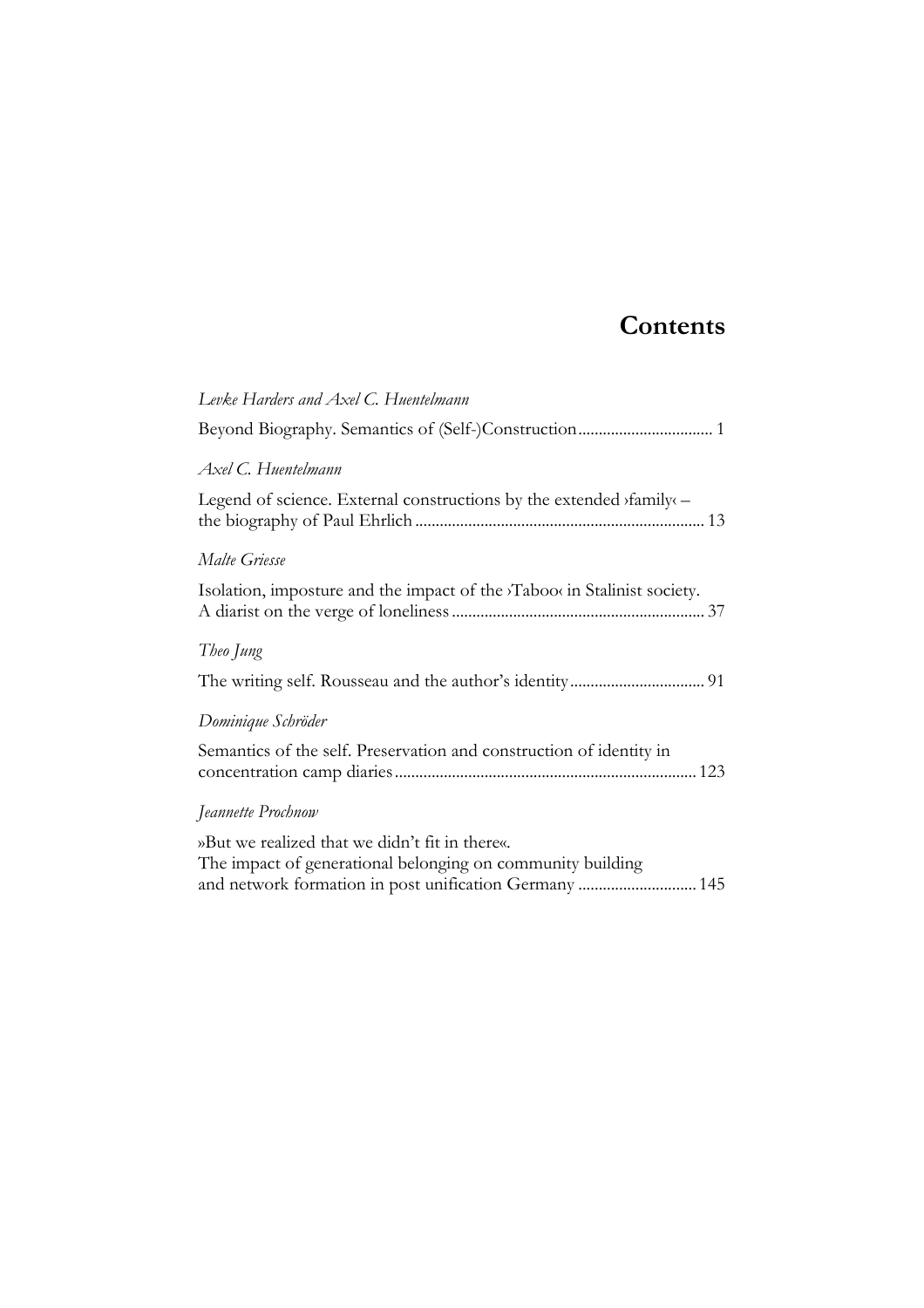# Contents

*Levke Harders and Axel C. Huentelmann*

Beyond Biography. Semantics of (Self-)Construction ................................ 1

*Axel C. Huentelmann*

Legend of science. External constructions by the extended ›family‹ – the biography of Paul Ehrlich ...................................................................... 13

*Malte Griesse*

Isolation, imposture and the impact of the ›Taboo‹ in Stalinist society. A diarist on the verge of loneliness ............................................................. 37

*Theo Jung*

The writing self. Rousseau and the author's identity ................................ 91

*Dominique Schröder*

Semantics of the self. Preservation and construction of identity in concentration camp diaries ......................................................................... 123

*Jeannette Prochnow*

»But we realized that we didn't fit in there«.
The impact of generational belonging on community building and network formation in post unification Germany ............................ 145